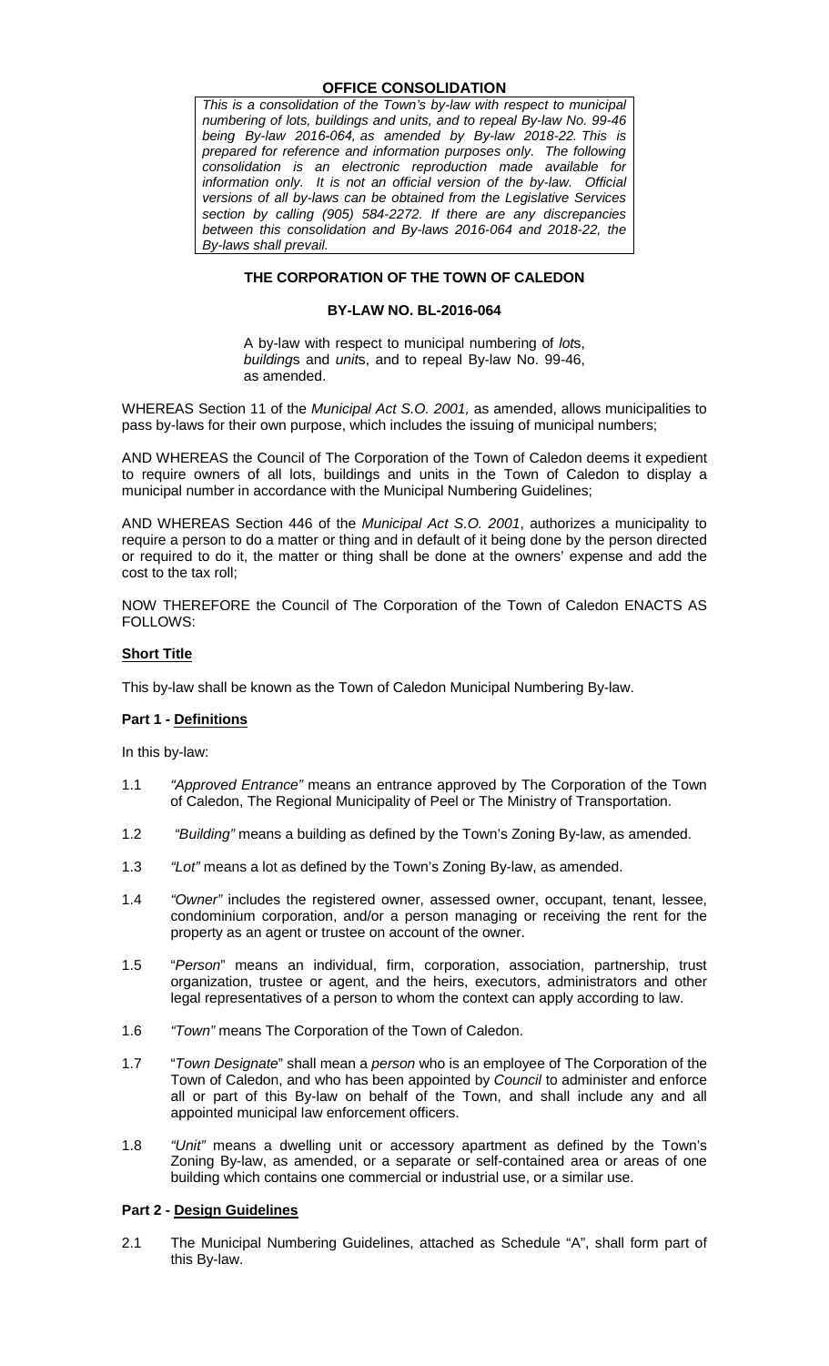**OFFICE CONSOLIDATION**

*This is a consolidation of the Town's by-law with respect to municipal numbering of lots, buildings and units, and to repeal By-law No. 99-46 being By-law 2016-064, as amended by By-law 2018-22. This is prepared for reference and information purposes only. The following consolidation is an electronic reproduction made available for information only. It is not an official version of the by-law. Official versions of all by-laws can be obtained from the Legislative Services section by calling (905) 584-2272. If there are any discrepancies between this consolidation and By-laws 2016-064 and 2018-22, the By-laws shall prevail.*

**THE CORPORATION OF THE TOWN OF CALEDON**

**BY-LAW NO. BL-2016-064**

A by-law with respect to municipal numbering of *lot*s, *building*s and *unit*s, and to repeal By-law No. 99-46, as amended.

WHEREAS Section 11 of the *Municipal Act S.O. 2001,* as amended, allows municipalities to pass by-laws for their own purpose, which includes the issuing of municipal numbers;

AND WHEREAS the Council of The Corporation of the Town of Caledon deems it expedient to require owners of all lots, buildings and units in the Town of Caledon to display a municipal number in accordance with the Municipal Numbering Guidelines;

AND WHEREAS Section 446 of the *Municipal Act S.O. 2001*, authorizes a municipality to require a person to do a matter or thing and in default of it being done by the person directed or required to do it, the matter or thing shall be done at the owners' expense and add the cost to the tax roll;

NOW THEREFORE the Council of The Corporation of the Town of Caledon ENACTS AS FOLLOWS:

**Short Title**

This by-law shall be known as the Town of Caledon Municipal Numbering By-law.

**Part 1 - Definitions**

In this by-law:

1.1 *"Approved Entrance"* means an entrance approved by The Corporation of the Town of Caledon, The Regional Municipality of Peel or The Ministry of Transportation.

1.2 *"Building"* means a building as defined by the Town's Zoning By-law, as amended.

1.3 *"Lot"* means a lot as defined by the Town's Zoning By-law, as amended.

1.4 *"Owner"* includes the registered owner, assessed owner, occupant, tenant, lessee, condominium corporation, and/or a person managing or receiving the rent for the property as an agent or trustee on account of the owner.

1.5 "*Person*" means an individual, firm, corporation, association, partnership, trust organization, trustee or agent, and the heirs, executors, administrators and other legal representatives of a person to whom the context can apply according to law.

1.6 *"Town"* means The Corporation of the Town of Caledon.

1.7 "*Town Designate*" shall mean a *person* who is an employee of The Corporation of the Town of Caledon, and who has been appointed by *Council* to administer and enforce all or part of this By-law on behalf of the Town, and shall include any and all appointed municipal law enforcement officers.

1.8 *"Unit"* means a dwelling unit or accessory apartment as defined by the Town's Zoning By-law, as amended, or a separate or self-contained area or areas of one building which contains one commercial or industrial use, or a similar use.

**Part 2 - Design Guidelines**

2.1 The Municipal Numbering Guidelines, attached as Schedule "A", shall form part of this By-law.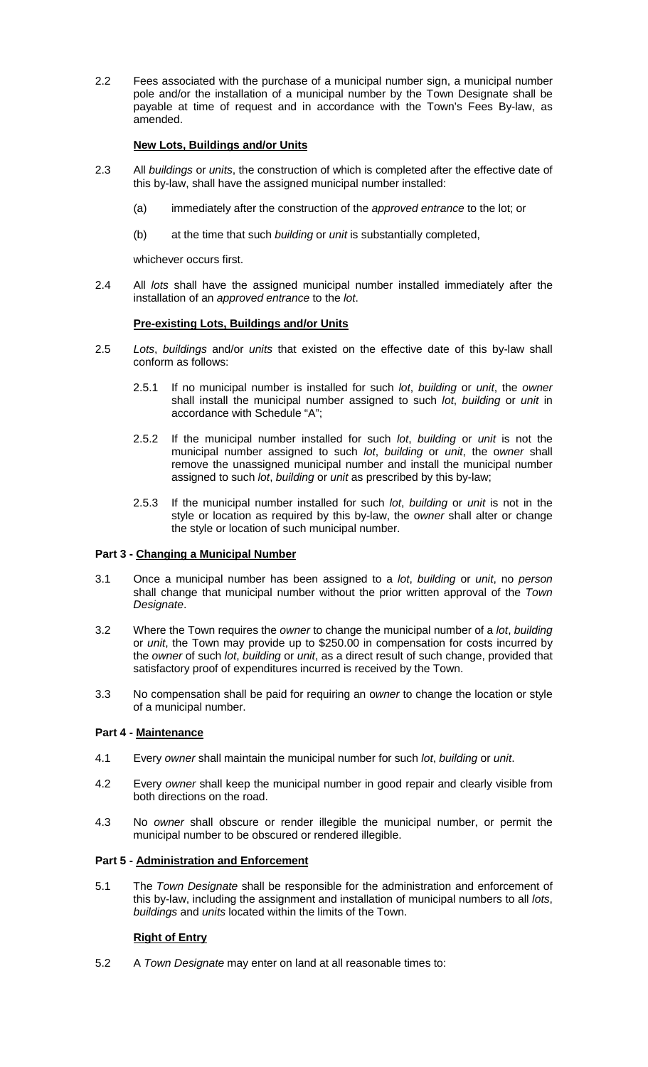2.2 Fees associated with the purchase of a municipal number sign, a municipal number pole and/or the installation of a municipal number by the Town Designate shall be payable at time of request and in accordance with the Town's Fees By-law, as amended.

**New Lots, Buildings and/or Units**

2.3 All *buildings* or *units*, the construction of which is completed after the effective date of this by-law, shall have the assigned municipal number installed:

(a) immediately after the construction of the *approved entrance* to the lot; or

(b) at the time that such *building* or *unit* is substantially completed,

whichever occurs first.

2.4 All *lots* shall have the assigned municipal number installed immediately after the installation of an *approved entrance* to the *lot*.

**Pre-existing Lots, Buildings and/or Units**

2.5 *Lots*, *buildings* and/or *units* that existed on the effective date of this by-law shall conform as follows:

2.5.1 If no municipal number is installed for such *lot*, *building* or *unit*, the *owner* shall install the municipal number assigned to such *lot*, *building* or *unit* in accordance with Schedule "A";

2.5.2 If the municipal number installed for such *lot*, *building* or *unit* is not the municipal number assigned to such *lot*, *building* or *unit*, the o*wner* shall remove the unassigned municipal number and install the municipal number assigned to such *lot*, *building* or *unit* as prescribed by this by-law;

2.5.3 If the municipal number installed for such *lot*, *building* or *unit* is not in the style or location as required by this by-law, the o*wner* shall alter or change the style or location of such municipal number.

**Part 3 - Changing a Municipal Number**

3.1 Once a municipal number has been assigned to a *lot*, *building* or *unit*, no *person* shall change that municipal number without the prior written approval of the *Town Designate*.

3.2 Where the Town requires the *owner* to change the municipal number of a *lot*, *building* or *unit*, the Town may provide up to $250.00 in compensation for costs incurred by the *owner* of such *lot*, *building* or *unit*, as a direct result of such change, provided that satisfactory proof of expenditures incurred is received by the Town.

3.3 No compensation shall be paid for requiring an o*wner* to change the location or style of a municipal number.

**Part 4 - Maintenance**

4.1 Every *owner* shall maintain the municipal number for such *lot*, *building* or *unit*.

4.2 Every *owner* shall keep the municipal number in good repair and clearly visible from both directions on the road.

4.3 No *owner* shall obscure or render illegible the municipal number, or permit the municipal number to be obscured or rendered illegible.

**Part 5 - Administration and Enforcement**

5.1 The *Town Designate* shall be responsible for the administration and enforcement of this by-law, including the assignment and installation of municipal numbers to all *lots*, *buildings* and *units* located within the limits of the Town.

**Right of Entry**

5.2 A *Town Designate* may enter on land at all reasonable times to: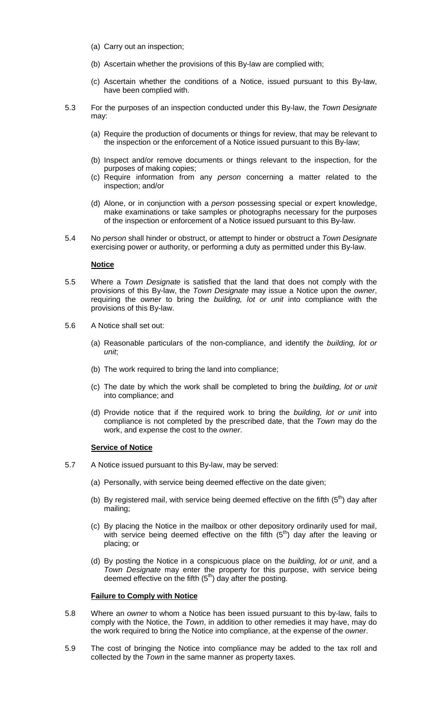(a) Carry out an inspection;

(b) Ascertain whether the provisions of this By-law are complied with;

(c) Ascertain whether the conditions of a Notice, issued pursuant to this By-law, have been complied with.

5.3 For the purposes of an inspection conducted under this By-law, the *Town Designate* may:

(a) Require the production of documents or things for review, that may be relevant to the inspection or the enforcement of a Notice issued pursuant to this By-law;

(b) Inspect and/or remove documents or things relevant to the inspection, for the purposes of making copies;

(c) Require information from any *person* concerning a matter related to the inspection; and/or

(d) Alone, or in conjunction with a *person* possessing special or expert knowledge, make examinations or take samples or photographs necessary for the purposes of the inspection or enforcement of a Notice issued pursuant to this By-law.

5.4 No *person* shall hinder or obstruct, or attempt to hinder or obstruct a *Town Designate* exercising power or authority, or performing a duty as permitted under this By-law.

**Notice**

5.5 Where a *Town Designate* is satisfied that the land that does not comply with the provisions of this By-law, the *Town Designate* may issue a Notice upon the *owner*, requiring the *owner* to bring the *building, lot or unit* into compliance with the provisions of this By-law.

5.6 A Notice shall set out:

(a) Reasonable particulars of the non-compliance, and identify the *building, lot or unit*;

(b) The work required to bring the land into compliance;

(c) The date by which the work shall be completed to bring the *building, lot or unit* into compliance; and

(d) Provide notice that if the required work to bring the *building, lot or unit* into compliance is not completed by the prescribed date, that the *Town* may do the work, and expense the cost to the *owner*.

**Service of Notice**

5.7 A Notice issued pursuant to this By-law, may be served:

(a) Personally, with service being deemed effective on the date given;

(b) By registered mail, with service being deemed effective on the fifth (5th) day after mailing;

(c) By placing the Notice in the mailbox or other depository ordinarily used for mail, with service being deemed effective on the fifth (5th) day after the leaving or placing; or

(d) By posting the Notice in a conspicuous place on the *building, lot or unit*, and a *Town Designate* may enter the property for this purpose, with service being deemed effective on the fifth (5th) day after the posting.

**Failure to Comply with Notice**

5.8 Where an *owner* to whom a Notice has been issued pursuant to this by-law, fails to comply with the Notice, the *Town*, in addition to other remedies it may have, may do the work required to bring the Notice into compliance, at the expense of the *owner*.

5.9 The cost of bringing the Notice into compliance may be added to the tax roll and collected by the *Town* in the same manner as property taxes.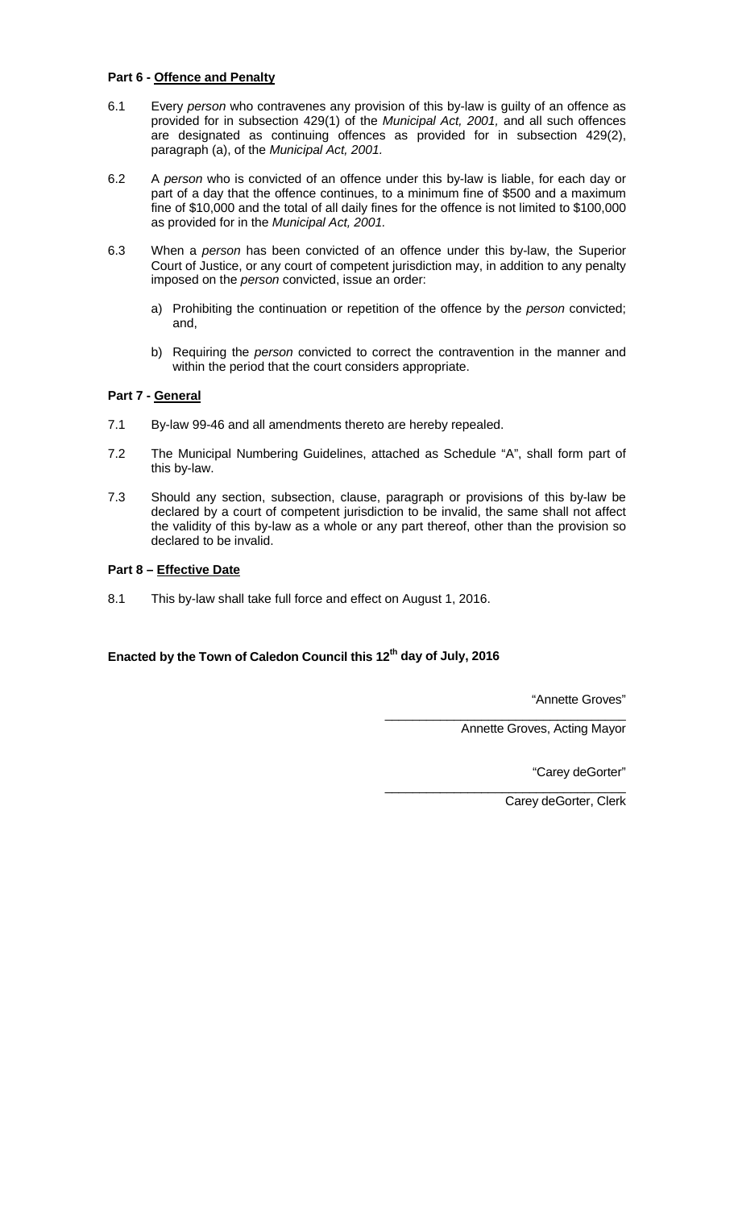**Part 6 - Offence and Penalty**

6.1 Every *person* who contravenes any provision of this by-law is guilty of an offence as provided for in subsection 429(1) of the *Municipal Act, 2001*, and all such offences are designated as continuing offences as provided for in subsection 429(2), paragraph (a), of the *Municipal Act, 2001.*

6.2 A *person* who is convicted of an offence under this by-law is liable, for each day or part of a day that the offence continues, to a minimum fine of $500 and a maximum fine of $10,000 and the total of all daily fines for the offence is not limited to $100,000 as provided for in the *Municipal Act, 2001.*

6.3 When a *person* has been convicted of an offence under this by-law, the Superior Court of Justice, or any court of competent jurisdiction may, in addition to any penalty imposed on the *person* convicted, issue an order:

a) Prohibiting the continuation or repetition of the offence by the *person* convicted; and,

b) Requiring the *person* convicted to correct the contravention in the manner and within the period that the court considers appropriate.

**Part 7 - General**

7.1 By-law 99-46 and all amendments thereto are hereby repealed.

7.2 The Municipal Numbering Guidelines, attached as Schedule "A", shall form part of this by-law.

7.3 Should any section, subsection, clause, paragraph or provisions of this by-law be declared by a court of competent jurisdiction to be invalid, the same shall not affect the validity of this by-law as a whole or any part thereof, other than the provision so declared to be invalid.

**Part 8 – Effective Date**

8.1 This by-law shall take full force and effect on August 1, 2016.

**Enacted by the Town of Caledon Council this 12th day of July, 2016**

"Annette Groves"

Annette Groves, Acting Mayor

"Carey deGorter"

Carey deGorter, Clerk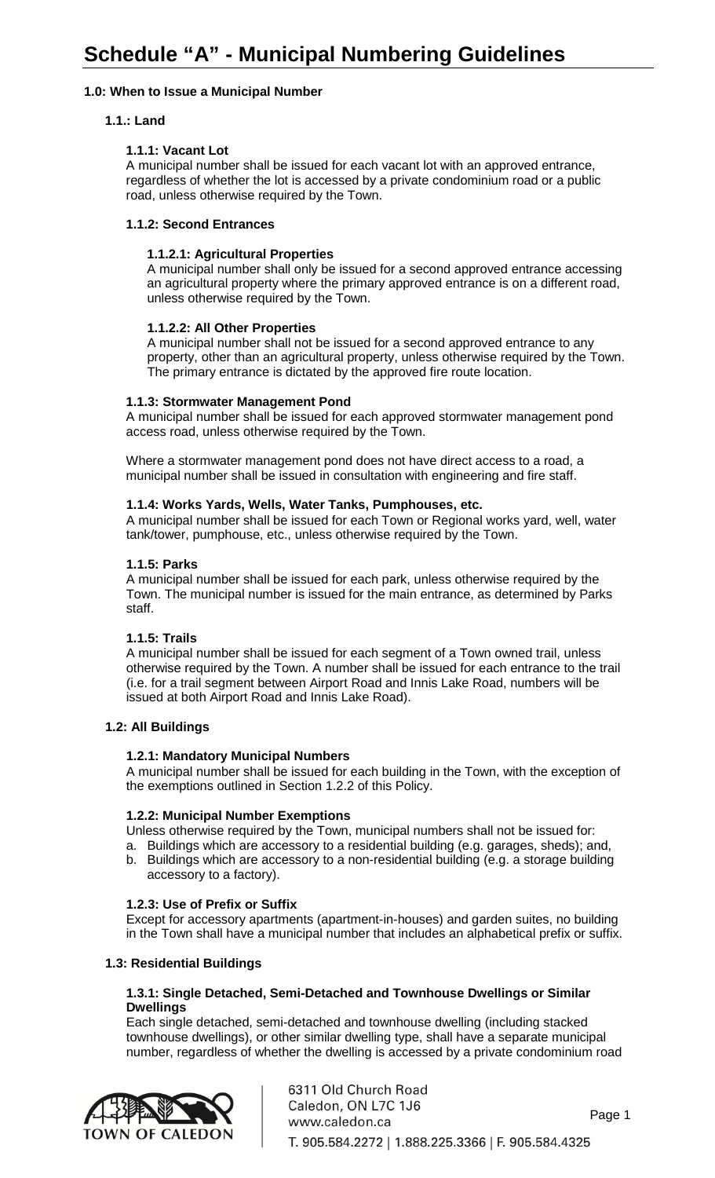# Schedule "A" - Municipal Numbering Guidelines

## 1.0: When to Issue a Municipal Number

### 1.1.: Land

#### 1.1.1: Vacant Lot

A municipal number shall be issued for each vacant lot with an approved entrance, regardless of whether the lot is accessed by a private condominium road or a public road, unless otherwise required by the Town.

#### 1.1.2: Second Entrances

##### 1.1.2.1: Agricultural Properties

A municipal number shall only be issued for a second approved entrance accessing an agricultural property where the primary approved entrance is on a different road, unless otherwise required by the Town.

##### 1.1.2.2: All Other Properties

A municipal number shall not be issued for a second approved entrance to any property, other than an agricultural property, unless otherwise required by the Town. The primary entrance is dictated by the approved fire route location.

#### 1.1.3: Stormwater Management Pond

A municipal number shall be issued for each approved stormwater management pond access road, unless otherwise required by the Town.

Where a stormwater management pond does not have direct access to a road, a municipal number shall be issued in consultation with engineering and fire staff.

#### 1.1.4: Works Yards, Wells, Water Tanks, Pumphouses, etc.

A municipal number shall be issued for each Town or Regional works yard, well, water tank/tower, pumphouse, etc., unless otherwise required by the Town.

#### 1.1.5: Parks

A municipal number shall be issued for each park, unless otherwise required by the Town. The municipal number is issued for the main entrance, as determined by Parks staff.

#### 1.1.5: Trails

A municipal number shall be issued for each segment of a Town owned trail, unless otherwise required by the Town. A number shall be issued for each entrance to the trail (i.e. for a trail segment between Airport Road and Innis Lake Road, numbers will be issued at both Airport Road and Innis Lake Road).

### 1.2: All Buildings

#### 1.2.1: Mandatory Municipal Numbers

A municipal number shall be issued for each building in the Town, with the exception of the exemptions outlined in Section 1.2.2 of this Policy.

#### 1.2.2: Municipal Number Exemptions

Unless otherwise required by the Town, municipal numbers shall not be issued for:

a. Buildings which are accessory to a residential building (e.g. garages, sheds); and,
b. Buildings which are accessory to a non-residential building (e.g. a storage building accessory to a factory).

#### 1.2.3: Use of Prefix or Suffix

Except for accessory apartments (apartment-in-houses) and garden suites, no building in the Town shall have a municipal number that includes an alphabetical prefix or suffix.

### 1.3: Residential Buildings

#### 1.3.1: Single Detached, Semi-Detached and Townhouse Dwellings or Similar Dwellings

Each single detached, semi-detached and townhouse dwelling (including stacked townhouse dwellings), or other similar dwelling type, shall have a separate municipal number, regardless of whether the dwelling is accessed by a private condominium road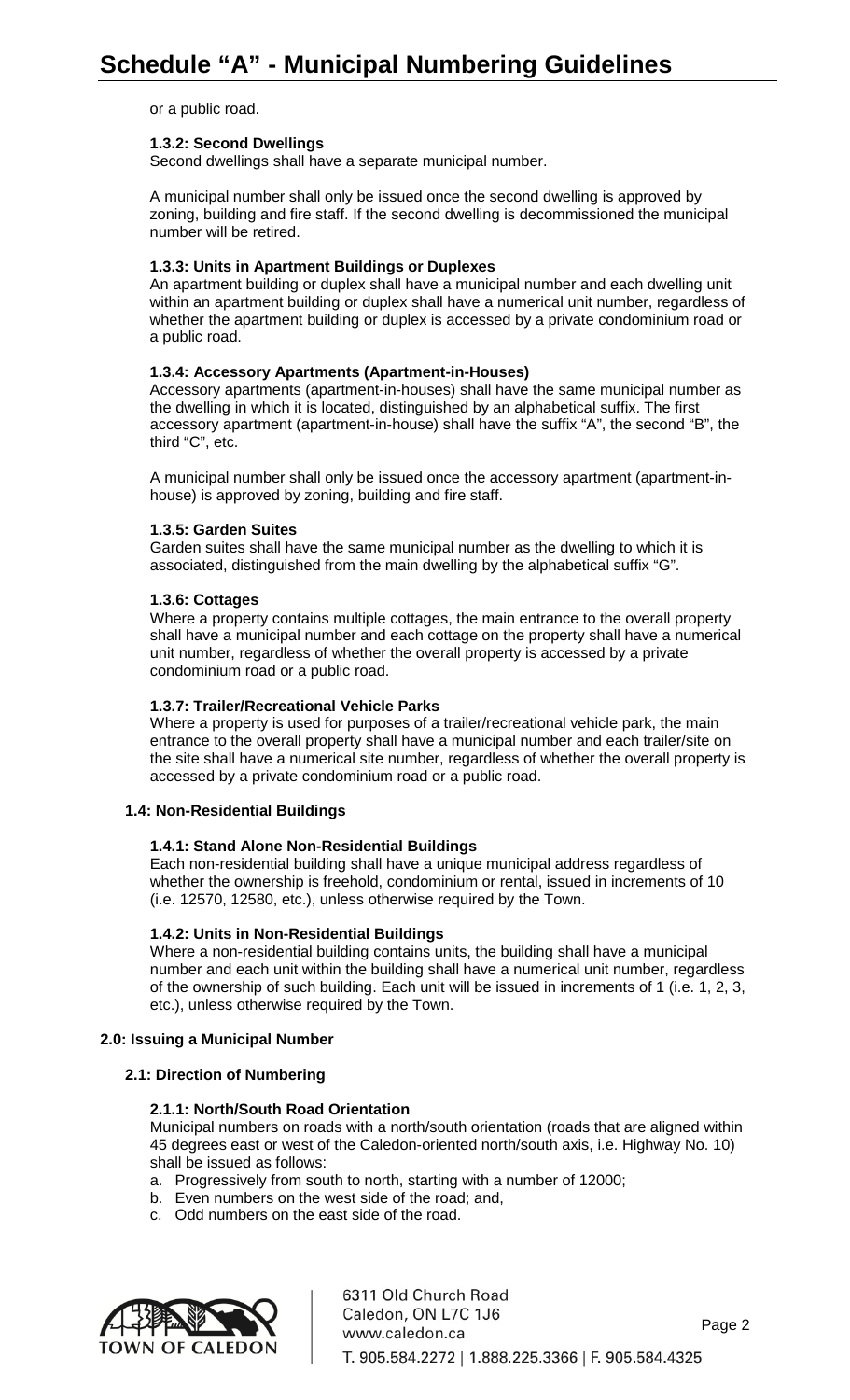or a public road.

#### 1.3.2: Second Dwellings

Second dwellings shall have a separate municipal number.

A municipal number shall only be issued once the second dwelling is approved by zoning, building and fire staff. If the second dwelling is decommissioned the municipal number will be retired.

#### 1.3.3: Units in Apartment Buildings or Duplexes

An apartment building or duplex shall have a municipal number and each dwelling unit within an apartment building or duplex shall have a numerical unit number, regardless of whether the apartment building or duplex is accessed by a private condominium road or a public road.

#### 1.3.4: Accessory Apartments (Apartment-in-Houses)

Accessory apartments (apartment-in-houses) shall have the same municipal number as the dwelling in which it is located, distinguished by an alphabetical suffix. The first accessory apartment (apartment-in-house) shall have the suffix "A", the second "B", the third "C", etc.

A municipal number shall only be issued once the accessory apartment (apartment-in-house) is approved by zoning, building and fire staff.

#### 1.3.5: Garden Suites

Garden suites shall have the same municipal number as the dwelling to which it is associated, distinguished from the main dwelling by the alphabetical suffix "G".

#### 1.3.6: Cottages

Where a property contains multiple cottages, the main entrance to the overall property shall have a municipal number and each cottage on the property shall have a numerical unit number, regardless of whether the overall property is accessed by a private condominium road or a public road.

#### 1.3.7: Trailer/Recreational Vehicle Parks

Where a property is used for purposes of a trailer/recreational vehicle park, the main entrance to the overall property shall have a municipal number and each trailer/site on the site shall have a numerical site number, regardless of whether the overall property is accessed by a private condominium road or a public road.

### 1.4: Non-Residential Buildings

#### 1.4.1: Stand Alone Non-Residential Buildings

Each non-residential building shall have a unique municipal address regardless of whether the ownership is freehold, condominium or rental, issued in increments of 10 (i.e. 12570, 12580, etc.), unless otherwise required by the Town.

#### 1.4.2: Units in Non-Residential Buildings

Where a non-residential building contains units, the building shall have a municipal number and each unit within the building shall have a numerical unit number, regardless of the ownership of such building. Each unit will be issued in increments of 1 (i.e. 1, 2, 3, etc.), unless otherwise required by the Town.

## 2.0: Issuing a Municipal Number

### 2.1: Direction of Numbering

#### 2.1.1: North/South Road Orientation

Municipal numbers on roads with a north/south orientation (roads that are aligned within 45 degrees east or west of the Caledon-oriented north/south axis, i.e. Highway No. 10) shall be issued as follows:

a. Progressively from south to north, starting with a number of 12000;
b. Even numbers on the west side of the road; and,
c. Odd numbers on the east side of the road.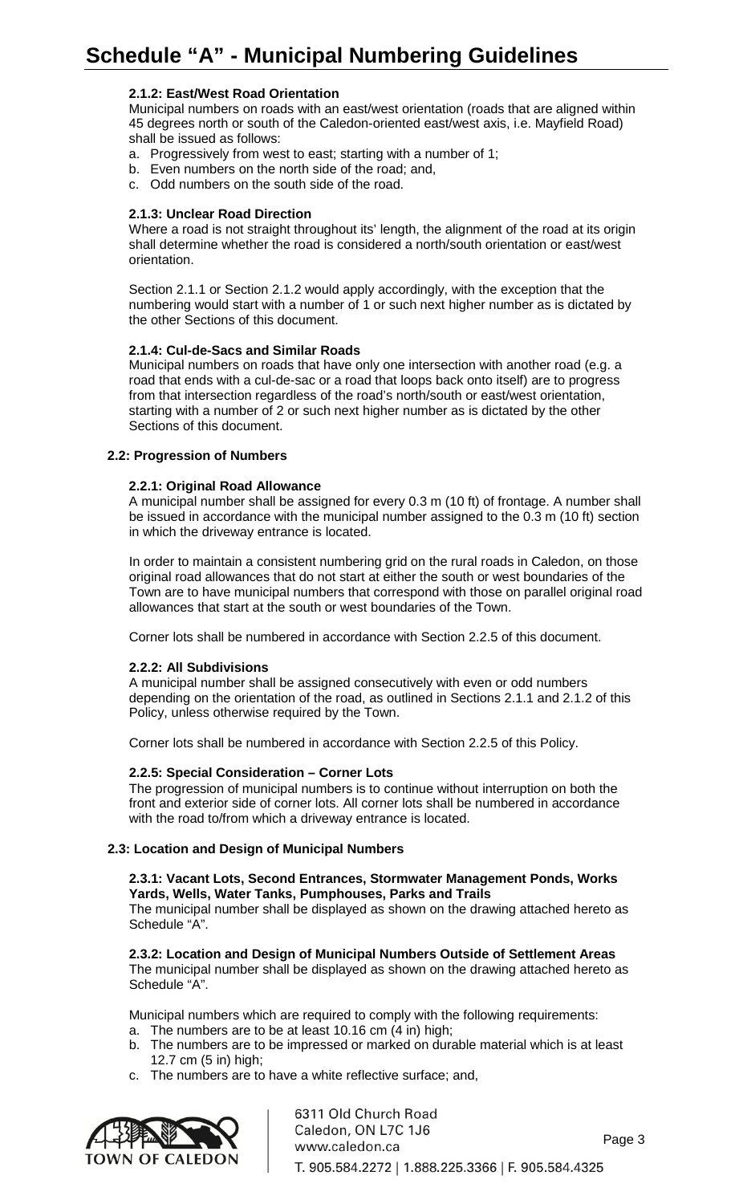# Schedule "A" - Municipal Numbering Guidelines

#### 2.1.2: East/West Road Orientation

Municipal numbers on roads with an east/west orientation (roads that are aligned within 45 degrees north or south of the Caledon-oriented east/west axis, i.e. Mayfield Road) shall be issued as follows:

a. Progressively from west to east; starting with a number of 1;
b. Even numbers on the north side of the road; and,
c. Odd numbers on the south side of the road.

#### 2.1.3: Unclear Road Direction

Where a road is not straight throughout its' length, the alignment of the road at its origin shall determine whether the road is considered a north/south orientation or east/west orientation.

Section 2.1.1 or Section 2.1.2 would apply accordingly, with the exception that the numbering would start with a number of 1 or such next higher number as is dictated by the other Sections of this document.

#### 2.1.4: Cul-de-Sacs and Similar Roads

Municipal numbers on roads that have only one intersection with another road (e.g. a road that ends with a cul-de-sac or a road that loops back onto itself) are to progress from that intersection regardless of the road's north/south or east/west orientation, starting with a number of 2 or such next higher number as is dictated by the other Sections of this document.

### 2.2: Progression of Numbers

#### 2.2.1: Original Road Allowance

A municipal number shall be assigned for every 0.3 m (10 ft) of frontage. A number shall be issued in accordance with the municipal number assigned to the 0.3 m (10 ft) section in which the driveway entrance is located.

In order to maintain a consistent numbering grid on the rural roads in Caledon, on those original road allowances that do not start at either the south or west boundaries of the Town are to have municipal numbers that correspond with those on parallel original road allowances that start at the south or west boundaries of the Town.

Corner lots shall be numbered in accordance with Section 2.2.5 of this document.

#### 2.2.2: All Subdivisions

A municipal number shall be assigned consecutively with even or odd numbers depending on the orientation of the road, as outlined in Sections 2.1.1 and 2.1.2 of this Policy, unless otherwise required by the Town.

Corner lots shall be numbered in accordance with Section 2.2.5 of this Policy.

#### 2.2.5: Special Consideration – Corner Lots

The progression of municipal numbers is to continue without interruption on both the front and exterior side of corner lots. All corner lots shall be numbered in accordance with the road to/from which a driveway entrance is located.

### 2.3: Location and Design of Municipal Numbers

#### 2.3.1: Vacant Lots, Second Entrances, Stormwater Management Ponds, Works Yards, Wells, Water Tanks, Pumphouses, Parks and Trails

The municipal number shall be displayed as shown on the drawing attached hereto as Schedule "A".

#### 2.3.2: Location and Design of Municipal Numbers Outside of Settlement Areas

The municipal number shall be displayed as shown on the drawing attached hereto as Schedule "A".

Municipal numbers which are required to comply with the following requirements:

a. The numbers are to be at least 10.16 cm (4 in) high;
b. The numbers are to be impressed or marked on durable material which is at least 12.7 cm (5 in) high;
c. The numbers are to have a white reflective surface; and,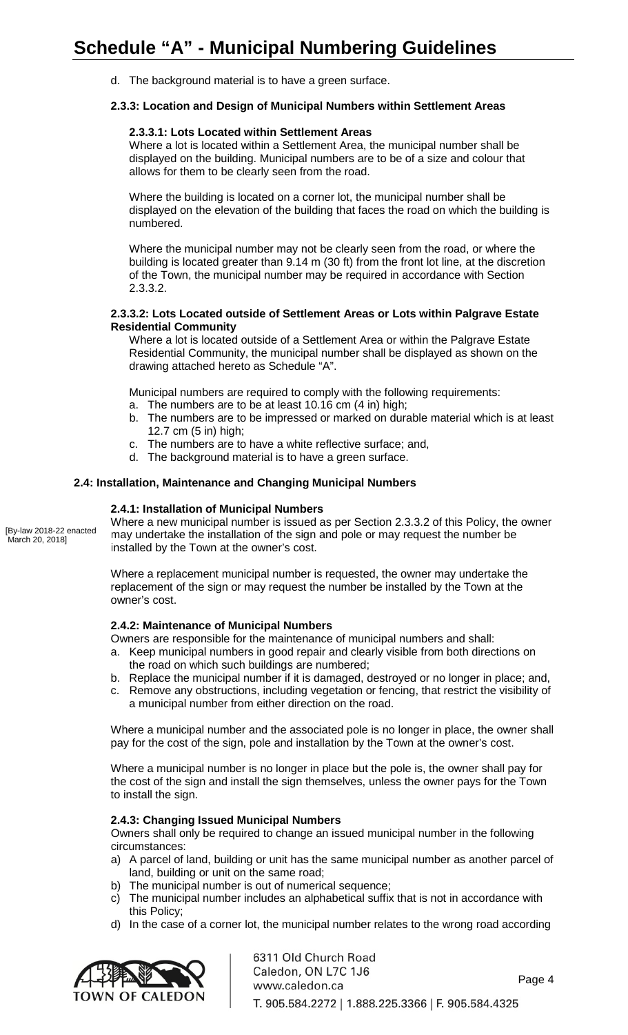d. The background material is to have a green surface.

#### 2.3.3: Location and Design of Municipal Numbers within Settlement Areas

##### 2.3.3.1: Lots Located within Settlement Areas

Where a lot is located within a Settlement Area, the municipal number shall be displayed on the building. Municipal numbers are to be of a size and colour that allows for them to be clearly seen from the road.

Where the building is located on a corner lot, the municipal number shall be displayed on the elevation of the building that faces the road on which the building is numbered.

Where the municipal number may not be clearly seen from the road, or where the building is located greater than 9.14 m (30 ft) from the front lot line, at the discretion of the Town, the municipal number may be required in accordance with Section 2.3.3.2.

##### 2.3.3.2: Lots Located outside of Settlement Areas or Lots within Palgrave Estate Residential Community

Where a lot is located outside of a Settlement Area or within the Palgrave Estate Residential Community, the municipal number shall be displayed as shown on the drawing attached hereto as Schedule "A".

Municipal numbers are required to comply with the following requirements:

a. The numbers are to be at least 10.16 cm (4 in) high;
b. The numbers are to be impressed or marked on durable material which is at least 12.7 cm (5 in) high;
c. The numbers are to have a white reflective surface; and,
d. The background material is to have a green surface.

### 2.4: Installation, Maintenance and Changing Municipal Numbers

#### 2.4.1: Installation of Municipal Numbers

[By-law 2018-22 enacted March 20, 2018]

Where a new municipal number is issued as per Section 2.3.3.2 of this Policy, the owner may undertake the installation of the sign and pole or may request the number be installed by the Town at the owner's cost.

Where a replacement municipal number is requested, the owner may undertake the replacement of the sign or may request the number be installed by the Town at the owner's cost.

#### 2.4.2: Maintenance of Municipal Numbers

Owners are responsible for the maintenance of municipal numbers and shall:

a. Keep municipal numbers in good repair and clearly visible from both directions on the road on which such buildings are numbered;
b. Replace the municipal number if it is damaged, destroyed or no longer in place; and,
c. Remove any obstructions, including vegetation or fencing, that restrict the visibility of a municipal number from either direction on the road.

Where a municipal number and the associated pole is no longer in place, the owner shall pay for the cost of the sign, pole and installation by the Town at the owner's cost.

Where a municipal number is no longer in place but the pole is, the owner shall pay for the cost of the sign and install the sign themselves, unless the owner pays for the Town to install the sign.

#### 2.4.3: Changing Issued Municipal Numbers

Owners shall only be required to change an issued municipal number in the following circumstances:

a) A parcel of land, building or unit has the same municipal number as another parcel of land, building or unit on the same road;
b) The municipal number is out of numerical sequence;
c) The municipal number includes an alphabetical suffix that is not in accordance with this Policy;
d) In the case of a corner lot, the municipal number relates to the wrong road according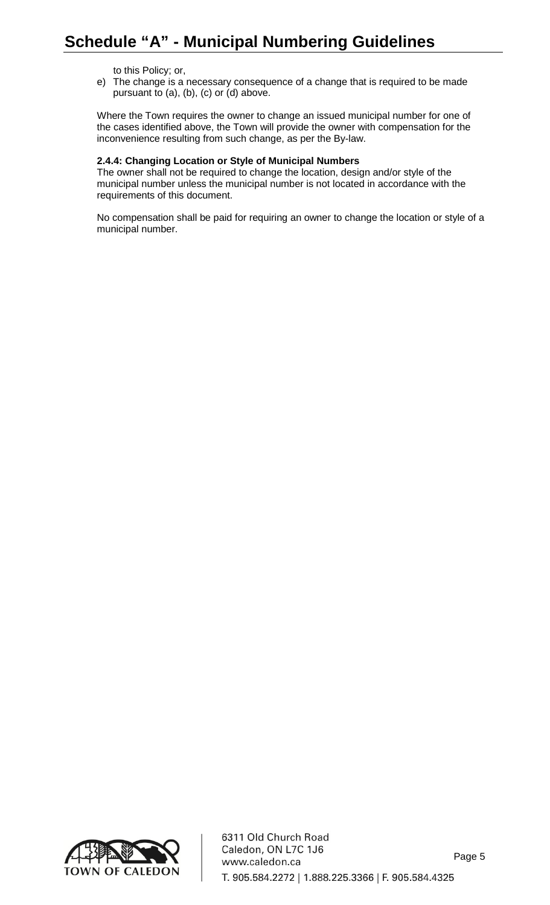to this Policy; or,

e) The change is a necessary consequence of a change that is required to be made pursuant to (a), (b), (c) or (d) above.

Where the Town requires the owner to change an issued municipal number for one of the cases identified above, the Town will provide the owner with compensation for the inconvenience resulting from such change, as per the By-law.

**2.4.4: Changing Location or Style of Municipal Numbers**

The owner shall not be required to change the location, design and/or style of the municipal number unless the municipal number is not located in accordance with the requirements of this document.

No compensation shall be paid for requiring an owner to change the location or style of a municipal number.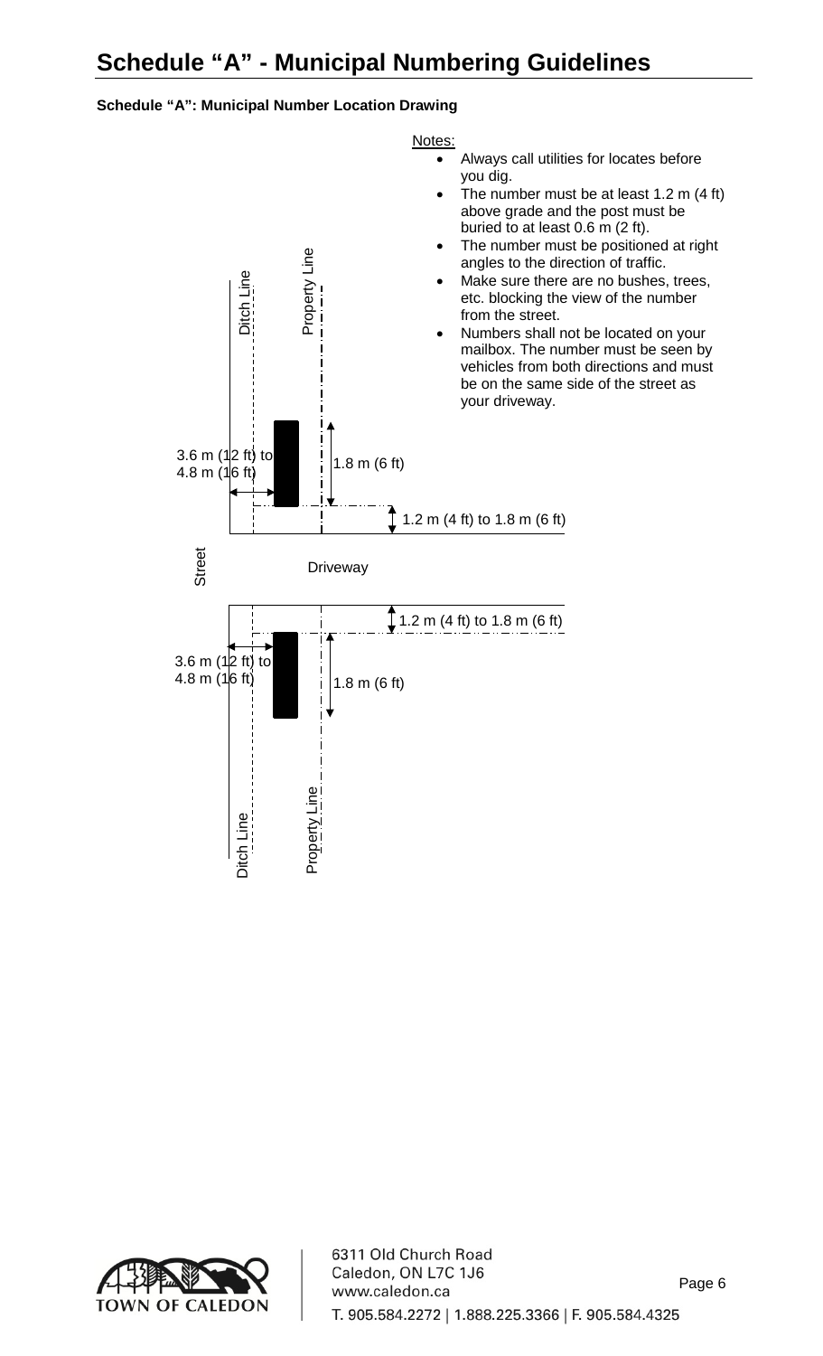# Schedule "A" - Municipal Numbering Guidelines

**Schedule "A": Municipal Number Location Drawing**

Notes:

- Always call utilities for locates before you dig.
- The number must be at least 1.2 m (4 ft) above grade and the post must be buried to at least 0.6 m (2 ft).
- The number must be positioned at right angles to the direction of traffic.
- Make sure there are no bushes, trees, etc. blocking the view of the number from the street.
- Numbers shall not be located on your mailbox. The number must be seen by vehicles from both directions and must be on the same side of the street as your driveway.

Ditch Line

Property Line

3.6 m (12 ft) to 4.8 m (16 ft)

1.8 m (6 ft)

1.2 m (4 ft) to 1.8 m (6 ft)

Street

Driveway

1.2 m (4 ft) to 1.8 m (6 ft)

3.6 m (12 ft) to 4.8 m (16 ft)

1.8 m (6 ft)

Ditch Line

Property Line

TOWN OF CALEDON

6311 Old Church Road
Caledon, ON L7C 1J6
www.caledon.ca
T. 905.584.2272 | 1.888.225.3366 | F. 905.584.4325